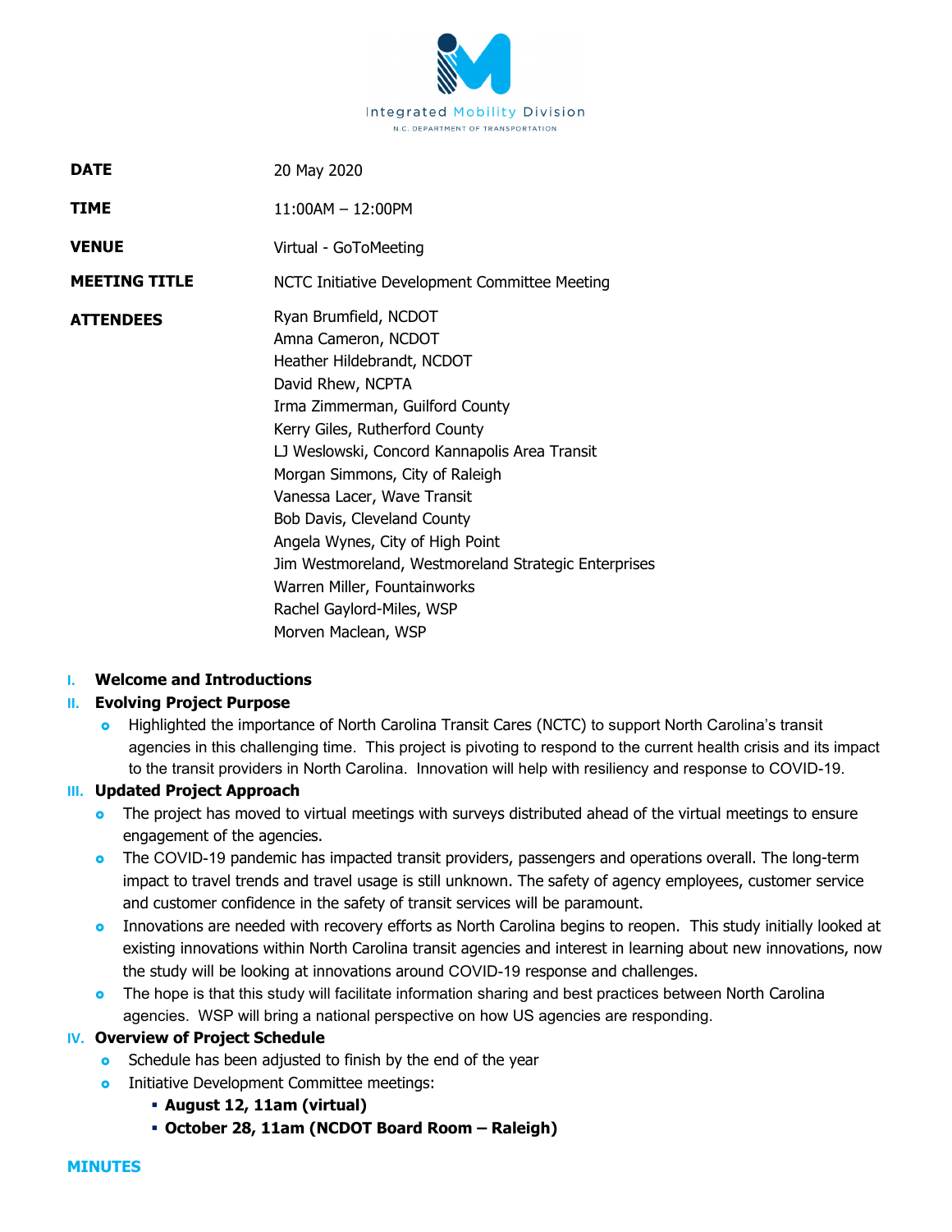Integrated Mobility Division
N.C. DEPARTMENT OF TRANSPORTATION

| | |
|---|---|
| **DATE** | 20 May 2020 |
| **TIME** | 11:00AM – 12:00PM |
| **VENUE** | Virtual - GoToMeeting |
| **MEETING TITLE** | NCTC Initiative Development Committee Meeting |
| **ATTENDEES** | Ryan Brumfield, NCDOT<br>Amna Cameron, NCDOT<br>Heather Hildebrandt, NCDOT<br>David Rhew, NCPTA<br>Irma Zimmerman, Guilford County<br>Kerry Giles, Rutherford County<br>LJ Weslowski, Concord Kannapolis Area Transit<br>Morgan Simmons, City of Raleigh<br>Vanessa Lacer, Wave Transit<br>Bob Davis, Cleveland County<br>Angela Wynes, City of High Point<br>Jim Westmoreland, Westmoreland Strategic Enterprises<br>Warren Miller, Fountainworks<br>Rachel Gaylord-Miles, WSP<br>Morven Maclean, WSP |

I. **Welcome and Introductions**

II. **Evolving Project Purpose**

- Highlighted the importance of North Carolina Transit Cares (NCTC) to support North Carolina's transit agencies in this challenging time. This project is pivoting to respond to the current health crisis and its impact to the transit providers in North Carolina. Innovation will help with resiliency and response to COVID-19.

III. **Updated Project Approach**

- The project has moved to virtual meetings with surveys distributed ahead of the virtual meetings to ensure engagement of the agencies.
- The COVID-19 pandemic has impacted transit providers, passengers and operations overall. The long-term impact to travel trends and travel usage is still unknown. The safety of agency employees, customer service and customer confidence in the safety of transit services will be paramount.
- Innovations are needed with recovery efforts as North Carolina begins to reopen. This study initially looked at existing innovations within North Carolina transit agencies and interest in learning about new innovations, now the study will be looking at innovations around COVID-19 response and challenges.
- The hope is that this study will facilitate information sharing and best practices between North Carolina agencies. WSP will bring a national perspective on how US agencies are responding.

IV. **Overview of Project Schedule**

- Schedule has been adjusted to finish by the end of the year
- Initiative Development Committee meetings:
  - **August 12, 11am (virtual)**
  - **October 28, 11am (NCDOT Board Room – Raleigh)**

**MINUTES**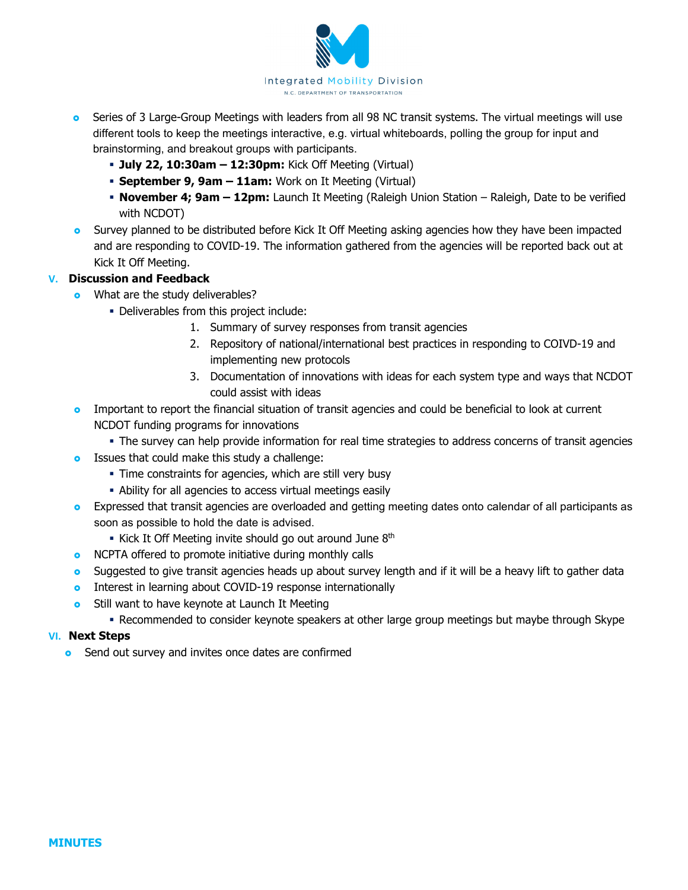- Series of 3 Large-Group Meetings with leaders from all 98 NC transit systems. The virtual meetings will use different tools to keep the meetings interactive, e.g. virtual whiteboards, polling the group for input and brainstorming, and breakout groups with participants.
    - **July 22, 10:30am – 12:30pm:** Kick Off Meeting (Virtual)
    - **September 9, 9am – 11am:** Work on It Meeting (Virtual)
    - **November 4; 9am – 12pm:** Launch It Meeting (Raleigh Union Station – Raleigh, Date to be verified with NCDOT)
- Survey planned to be distributed before Kick It Off Meeting asking agencies how they have been impacted and are responding to COVID-19. The information gathered from the agencies will be reported back out at Kick It Off Meeting.

## V. Discussion and Feedback

- What are the study deliverables?
    - Deliverables from this project include:
        1. Summary of survey responses from transit agencies
        2. Repository of national/international best practices in responding to COIVD-19 and implementing new protocols
        3. Documentation of innovations with ideas for each system type and ways that NCDOT could assist with ideas
- Important to report the financial situation of transit agencies and could be beneficial to look at current NCDOT funding programs for innovations
    - The survey can help provide information for real time strategies to address concerns of transit agencies
- Issues that could make this study a challenge:
    - Time constraints for agencies, which are still very busy
    - Ability for all agencies to access virtual meetings easily
- Expressed that transit agencies are overloaded and getting meeting dates onto calendar of all participants as soon as possible to hold the date is advised.
    - Kick It Off Meeting invite should go out around June 8th
- NCPTA offered to promote initiative during monthly calls
- Suggested to give transit agencies heads up about survey length and if it will be a heavy lift to gather data
- Interest in learning about COVID-19 response internationally
- Still want to have keynote at Launch It Meeting
    - Recommended to consider keynote speakers at other large group meetings but maybe through Skype

## VI. Next Steps

- Send out survey and invites once dates are confirmed